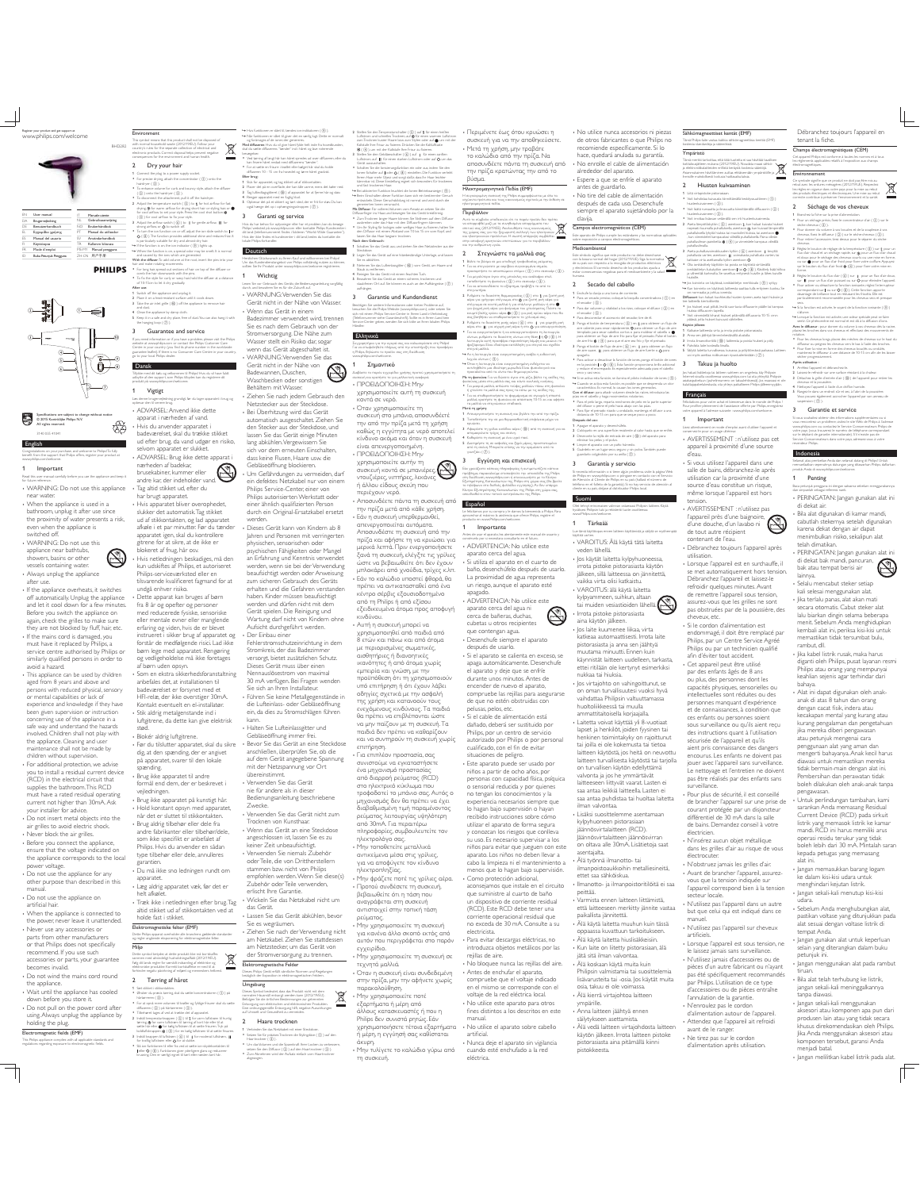Register your product and get support at
www.philips.com/welcome

BHD290

| | | | |
|---|---|---|---|
| EN | User manual | IT | Manuale utente |
| DA | Brugervejledning | NL | Gebruiksaanwijzing |
| DE | Benutzerhandbuch | NO | Brukerhåndbok |
| EL | Εγχειρίδιο χρήσης | PT | Manual do utilizador |
| ES | Manual del usuario | SV | Användarhandbok |
| FI | Käyttöopas | TR | Kullanım kılavuzu |
| FR | Mode d'emploi | ZH-HK | 使用手冊 |
| ID | Buku Petunjuk Pengguna | ZH-TW | 使用手冊 |

PHILIPS

Specifications are subject to change without notice
© 2016 Koninklijke Philips N.V.
All rights reserved.

3140 035 41041

## English

Congratulations on your purchase, and welcome to Philips! To fully benefit from the support that Philips offers, register your product at www.philips.com/welcome.

### 1 Important

Read this user manual carefully before you use the appliance and keep it for future reference.

- WARNING: Do not use this appliance near water.
- When the appliance is used in a bathroom, unplug it after use since the proximity of water presents a risk, even when the appliance is switched off.
- WARNING: Do not use this appliance near bathtubs, showers, basins or other vessels containing water.
- Always unplug the appliance after use.
- If the appliance overheats, it switches off automatically. Unplug the appliance and let it cool down for a few minutes. Before you switch the appliance on again, check the grilles to make sure they are not blocked by fluff, hair, etc.
- If the mains cord is damaged, you must have it replaced by Philips, a service centre authorized by Philips or similarly qualified persons in order to avoid a hazard.
- This appliance can be used by children aged from 8 years and above and persons with reduced physical, sensory or mental capabilities or lack of experience and knowledge if they have been given supervision or instruction concerning use of the appliance in a safe way and understand the hazards involved. Children shall not play with the appliance. Cleaning and user maintenance shall not be made by children without supervision.
- For additional protection, we advise you to install a residual current device (RCD) in the electrical circuit that supplies the bathroom. This RCD must have a rated residual operating current not higher than 30mA. Ask your installer for advice.
- Do not insert metal objects into the air grilles to avoid electric shock.
- Never block the air grilles.
- Before you connect the appliance, ensure that the voltage indicated on the appliance corresponds to the local power voltage.
- Do not use the appliance for any other purpose than described in this manual.
- Do not use the appliance on artificial hair.
- When the appliance is connected to the power, never leave it unattended.
- Never use any accessories or parts from other manufacturers or that Philips does not specifically recommend. If you use such accessories or parts, your guarantee becomes invalid.
- Do not wind the mains cord round the appliance.
- Wait until the appliance has cooled down before you store it.
- Do not pull on the power cord after using. Always unplug the appliance by holding the plug.

#### Electromagnetic fields (EMF)

This Philips appliance complies with all applicable standards and regulations regarding exposure to electromagnetic fields.

#### Environment

This symbol means that the product shall not be disposed of with normal household waste (2012/19/EU). Follow your country's rules for the separate collection of electrical and electronic products. Correct disposal helps prevent negative consequences for the environment and human health.

### 2 Dry your hair

1. Connect the plug to a power supply socket.
2. For precise drying, attach the concentrator ( ⓒ ) onto the hairdryer ( ⓓ ).
   - To enhance volume for curly and bouncy style, attach the diffuser ( ⓑ ) onto the hairdryer ( ⓓ ).
   - To disconnect the attachment, pull it off the hairdryer.
3. Adjust the temperature switch ( ⓖ ) to 🌡 for hot airflow for fast drying, 🌡 for warm airflow for drying short hair or styling hair, or ❄ for cool airflow to set your style. Press the cool shot button ( ⓕ ) for cool airflow to fix your style.
4. Adjust the airflow switch ( ⓗ ) to ⦿ for gentle airflow, ⦿ for strong airflow or ⓞ to switch off.
   - To turn the ionic function on or off, adjust the ion switch ( ⓔ ) to ⊕/ ⊖ . The function provides additional shine and reduces frizz. It is particularly suitable for dry and stressed dry hair.
   - If the function is on, the ion indicator ( ⓐ ) lights up.
   - When the function is on, a special odor may be smelt. It is normal and caused by the ions that are generated.

**With the diffuser:** To add structure at the root, insert the pins into your hair and make rotating movements.

- For long hair, spread out sections of hair on top of the diffuser or comb the hair downwards with the pins.
- To fix the style for curly or wavy hair, hold the diffuser at a distance of 10-15 cm to let it dry gradually.

**After use:**

1. Switch off the appliance and unplug it.
2. Place it on a heat-resistant surface until it cools down.
3. Take the air inlet grille ( ⓘ ) off the appliance to remove hair and dust.
4. Clean the appliance by damp cloth.
5. Keep it in a safe and dry place, free of dust. You can also hang it with the hanging loop ( ⓙ ).

### 3 Guarantee and service

If you need information or if you have a problem, please visit the Philips website at www.philips.com or contact the Philips Customer Care Centre in your country (you find its phone number in the worldwide guarantee leaflet). If there is no Consumer Care Centre in your country, go to your local Philips dealer.

## Dansk

Tillykke med dit køb og velkommen til Philips! Hvis du vil have fuldt udbytte af den support, som Philips tilbyder, kan du registrere dit produkt på www.philips.com/welcome.

### 1 Vigtigt

Læs denne brugervejledning grundigt, før du tager apparatet i brug, og opbevar den til senere brug.

- ADVARSEL: Anvend ikke dette apparat i nærheden af vand.
- Hvis du anvender apparatet i badeværelset, skal du trække stikket ud efter brug, da vand udgør en risiko, selvom apparatet er slukket.
- ADVARSEL: Brug ikke dette apparat i nærheden af badekar, brusekabiner, kummer eller andre kar, der indeholder vand.
- Tag altid stikket ud efter du har brugt apparatet.
- Hvis apparatet bliver overophedet, slukker det automatisk. Tag stikket ud af stikkontakten, og lad apparatet afkøle i et par minutter. Før du tænder apparatet igen, skal du kontrollere gitrene for at sikre, at de ikke er blokeret af fnug, hår osv.
- Hvis netledningen beskadiges, må den kun udskiftes af Philips, et autoriseret Philips-serviceværksted eller en tilsvarende kvalificeret fagmand for at undgå enhver risiko.
- Dette apparat kan bruges af børn fra 8 år og opefter og personer med reducerede fysiske, sensoriske eller mentale evner eller manglende erfaring og viden, hvis de er blevet instrueret i sikker brug af apparatet og forstår de medfølgende risici. Lad ikke børn lege med apparatet. Rengøring og vedligeholdelse må ikke foretages af børn uden opsyn.
- Som en ekstra sikkerhedsforanstaltning anbefales det, at installationen til badeværelset er forsynet med et HFI-relæ, der ikke overstiger 30mA. Kontakt eventuelt en el-installatør.
- Stik aldrig metalgenstande ind i luftgitrene, da dette kan give elektrisk stød.
- Blokér aldrig luftgitrene.
- Før du tilslutter apparatet, skal du sikre dig, at den spænding, der er angivet på apparatet, svarer til den lokale spænding.
- Brug ikke apparatet til andet formål end dem, der er beskrevet i vejledningen.
- Brug ikke apparatet på kunstigt hår.
- Hold konstant opsyn med apparatet, når det er sluttet til stikkontakten.
- Brug aldrig tilbehør eller dele fra andre fabrikanter eller tilbehør/dele, som ikke specifikt er anbefalet af Philips. Hvis du anvender en sådan type tilbehør eller dele, annulleres garantien.
- Du må ikke sno ledningen rundt om apparatet.
- Læg aldrig apparatet væk, før det er helt afkølet.
- Træk ikke i netledningen efter brug. Tag altid stikket ud af stikkontakten ved at holde fast i stikket.

#### Elektromagnetiske felter (EMF)

Dette Philips-apparat overholder alle branchens gældende standarder og regler angående eksponering for elektromagnetiske felter.

#### Miljø

Dette symbol betyder, at produktet ikke må bortskaffes sammen med almindeligt husholdningsaffald (2012/19/EU). Følg de lokale regler for separat indsamling af elektriske og elektroniske produkter. Korrekt bortskaffelse bidrager til at forhindre negative konsekvenser for miljø og menneskers helbred.

### 2 Tørring af håret

1. Sæt stikket i stikkontakten.
2. Ønsker du præcis tørring, skal du sætte koncentratoren ( ⓒ ) på hårtørreren ( ⓓ ).
   - For at opnå mere volumen til krøller og fyldige frisurer skal du sætte diffuseren ( ⓑ ) på hårtørreren ( ⓓ ).
   - Tilbehøret tages af ved at trække det af hårtørreren.
3. Indstil temperaturkontakten ( ⓖ ) til 🌡 for varm luftstrøm til hurtig tørring, 🌡 for lun luftstrøm til tørring af kort hår eller til at sætte hår eller ❄ for kølig luftstrøm til at fiksere frisuren. Tryk på koldluftsknappen ( ⓕ ) for kølig luft for at fiksere frisuren.
4. Indstil knappen til luftstrøm ( ⓗ ) til ⦿ for nænsom luftstrøm, ⦿ for kraftig luftstrøm eller ⓞ for at slukke.
   - For at tænde/slukke for ionfunktionen skal du sætte ionkontakten ( ⓔ ) på ⊕/ ⊖ . Funktionen giver yderligere glans og reducerer kruseri. Den er velegnet til tørt og stresset hår.
   - ⊕ Hvis funktionen er slået til, tændes ionindikatoren ( ⓐ ).
   - Når funktionen er slået til, giver det en særlig lugt. Dette er normalt og forårsages af de ioner, der genereres.

**Med diffuser:** Hvis du vil give håret fylde ved rødderne, skal du stikke pindene ind i håret og lave roterende bevægelser.

- Ved langt hår skal du fordele hårlokker ovenpå diffuseren eller rede håret nedad med pindene.
- Hvis du vil fiksere en frisure med krøller eller bølger, skal du holde diffuseren i en afstand på 10-15 cm fra håret, så det tørrer gradvist.

**Efter brug:**

1. Sluk for apparatet, og tag stikket ud af stikkontakten.
2. Placer det på en varmebestandig overflade, indtil det er afkølet.
3. Tag luftindtagsgitteret ( ⓘ ) af apparatet for at fjerne hår og støv.
4. Rengør apparatet med en fugtig klud.
5. Opbevar det på et sikkert og tørt sted uden støv. Du kan også hænge det op i ophængningsøjet ( ⓙ ).

### 3 Garanti og service

Hvis du har brug for oplysninger eller har et problem, kan du besøge Philips' websted på www.philips.com eller kontakte et Philips Kundecenter i dit land (telefonnummeret findes i folderen "World-Wide Guarantee"). Hvis der ikke findes et Kundecenter i dit land, bedes du kontakte din lokale Philips-forhandler.

## Deutsch

Herzlichen Glückwunsch zu Ihrem Kauf und willkommen bei Philips! Um die Kundenunterstützung von Philips optimal zu nutzen, sollten Sie Ihr Produkt unter www.philips.com/welcome registrieren.

### 1 Wichtig

Lesen Sie vor Gebrauch des Geräts die Bedienungsanleitung sorgfältig durch, und bewahren Sie sie für die Zukunft auf.

- WARNUNG: Verwenden Sie das Gerät nicht in der Nähe von Wasser.
- Wenn das Gerät in einem Badezimmer verwendet wird, trennen Sie es nach dem Gebrauch von der Stromversorgung. Die Nähe zum Wasser stellt ein Risiko dar, sogar wenn das Gerät abgeschaltet ist.
- WARNUNG: Verwenden Sie das Gerät nicht in der Nähe von Badewannen, Duschen, Waschbecken oder sonstigen Behältern mit Wasser.
- Ziehen Sie nach jedem Gebrauch den Netzstecker aus der Steckdose.
- Bei Überhitzung wird das Gerät automatisch ausgeschaltet. Ziehen Sie den Stecker aus der Steckdose, und lassen Sie das Gerät einige Minuten lang abkühlen. Vergewissern Sie sich vor dem erneuten Einschalten, dass keine Flusen, Haare usw. die Gebläseöffnung blockieren.
- Um Gefährdungen zu vermeiden, darf ein defektes Netzkabel nur von einem Philips Service-Center, einer von Philips autorisierten Werkstatt oder einer ähnlich qualifizierten Person durch ein Original-Ersatzkabel ersetzt werden.
- Dieses Gerät kann von Kindern ab 8 Jahren und Personen mit verringerten physischen, sensorischen oder psychischen Fähigkeiten oder Mangel an Erfahrung und Kenntnis verwendet werden, wenn sie bei der Verwendung beaufsichtigt werden oder Anweisung zum sicheren Gebrauch des Geräts erhalten und die Gefahren verstanden haben. Kinder dürfen nicht mit dem Gerät spielen. Die Reinigung und Wartung darf nicht von Kindern ohne Aufsicht durchgeführt werden.
- Der Einbau einer Fehlerstromschutzeinrichtung in dem Stromkreis, der das Badezimmer versorgt, bietet zusätzlichen Schutz. Dieses Gerät muss über einen Nennauslösestrom von maximal 30 mA verfügen. Bei Fragen wenden Sie sich an Ihren Installateur.
- Führen Sie keine Metallgegenstände in die Luftein­lass- oder Gebläseöffnung ein, da dies zu Stromschlägen führen kann.
- Halten Sie Lufteinlassgitter und Gebläseöffnung immer frei.
- Bevor Sie das Gerät an eine Steckdose anschließen, überprüfen Sie, ob die auf dem Gerät angegebene Spannung mit der Netzspannung vor Ort übereinstimmt.
- Verwenden Sie das Gerät nie für andere als in dieser Bedienungsanleitung beschriebene Zwecke.
- Verwenden Sie das Gerät nicht zum Trocknen von Kunsthaar.
- Wenn das Gerät an eine Steckdose angeschlossen ist, lassen Sie es zu keiner Zeit unbeaufsichtigt.
- Verwenden Sie niemals Zubehör oder Teile, die von Drittherstellern stammen bzw. nicht von Philips empfohlen werden. Wenn Sie diese(s) Zubehör oder Teile verwenden, erlischt Ihre Garantie.
- Wickeln Sie das Netzkabel nicht um das Gerät.
- Lassen Sie das Gerät abkühlen, bevor Sie es wegräumen.
- Ziehen Sie nach der Verwendung nicht am Netzkabel. Ziehen Sie stattdessen am Netzstecker, um das Gerät von der Stromversorgung zu trennen.

#### Elektromagnetische Felder

Dieses Philips Gerät erfüllt sämtliche Normen und Regelungen bezüglich der Exposition in elektromagnetischen Feldern.

#### Umgebung

Dieses Symbol bedeutet, dass das Produkt nicht mit dem normalen Hausmüll entsorgt werden kann (2012/19/EU). Befolgen Sie die örtlichen Bestimmungen zur getrennten Entsorgung von elektrischen und elektronischen Produkten. Eine ordnungsgemäße Entsorgung hilft, negative Auswirkungen auf Umwelt und Gesundheit zu vermeiden.

### 2 Haare trocknen

1. Verbinden Sie das Netzkabel mit einer Steckdose.
2. Setzen Sie für präzises Trocknen die Stylingdüse ( ⓒ ) auf den Haartrockner ( ⓓ ).
   - Um Haarfülle und die Sprungkraft Ihrer Locken zu verbessern, setzen Sie den Diffusor ( ⓑ ) auf den Haartrockner ( ⓓ ).
   - Zum Abnehmen wird der Aufsatz einfach vom Haartrockner abgezogen.
3. Stellen Sie den Temperaturschalter ( ⓖ ) auf 🌡 für einen heißen Luftstrom und schnelles Trocknen, auf 🌡 für einen warmen Luftstrom zum Trocknen kurzer Haare bzw. zum Stylen oder auf ❄ für einen kalten Luftstrom zum Fixieren Ihres Stylings. Drücken Sie die Kaltstufentaste ( ⓕ ) um mit kalter Luft Ihre Frisur zu fixieren.
4. Stellen Sie den Gebläseschalter ( ⓗ ) auf ⦿ für einen sanften Luftstrom, auf ⦿ für einen starken Luftstrom oder auf ⓞ um das Gerät auszuschalten.
   - Schalten Sie die Ionisierungsfunktion ein oder aus, indem Sie den Ionen-Schalter auf ⊕ oder ⊖ ( ⓔ ) einstellen. Die Funktion verleiht Ihrem Haar mehr Glanz und sorgt dafür, dass Ihr Haar leichter kämmbar ist. Diese Einstellung eignet sich besonders für trockenes und leicht beanspruchtes Haar.
   - ⊕ Bei aktivierter Funktion leuchtet die Ionen-Betriebsanzeige ( ⓐ ).
   - Beim Einschalten dieser Funktion kann sich ein bestimmter Geruch entwickeln. Diese Geruchsbildung ist normal und wird durch die generierten Ionen verursacht.

**Mit Diffusor:** Für mehr Volumen vom Ansatz an setzen Sie die Diffusorfinger ins Haar und bewegen Sie das Gerät kreisförmig.

- Zum Trocknen langer Haare können Sie Strähnen auf dem Diffusor ausbreiten oder das Haar mit den Diffusorfingern kämmen.
- Um Ihr Styling für lockiges oder welliges Haar zu fixieren, halten Sie den Diffusor mit einem Abstand von 10 bis 15 cm zum Kopf, und lassen Sie das Haar langsam trocknen.

**Nach dem Gebrauch:**

1. Schalten Sie das Gerät aus und ziehen Sie den Netzstecker aus der Steckdose.
2. Legen Sie das Gerät auf eine hitzebeständige Unterlage, und lassen Sie es abkühlen.
3. Entfernen Sie das Lufteinlassgitter ( ⓘ ) vom Gerät, um Haare und Staub zu entfernen.
4. Reinigen Sie das Gerät mit einem feuchten Tuch.
5. Bewahren Sie das Gerät an einem sicheren, trockenen und staubfreien Ort auf. Sie können es auch an der Aufhängeöse ( ⓙ ) aufhängen.

### 3 Garantie und Kundendienst

Benötigen Sie weitere Informationen oder treten Probleme auf, besuchen Sie die Philips Website (www.philips.com), oder setzen Sie sich mit einem Philips Service-Center in Ihrem Land in Verbindung (Telefonnummer siehe Garantieschrift). Sollte es in Ihrem Land kein Service-Center geben, wenden Sie sich bitte an Ihren lokalen Philips Händler.

## Ελληνικά

Συγχαρητήρια για την αγορά σας και καλώς ήρθατε στη Philips! Για να επωφεληθείτε πλήρως από την υποστήριξη που προσφέρει η Philips, δηλώστε το προϊόν σας στη διεύθυνση www.philips.com/welcome.

### 1 Σημαντικό

Διαβάστε το παρόν εγχειρίδιο χρήσης προσεχτικά πριν χρησιμοποιήσετε τη συσκευή και φυλάξτε το για μελλοντική αναφορά.

- ΠΡΟΕΙΔΟΠΟΙΗΣΗ: Μην χρησιμοποιείτε αυτή τη συσκευή κοντά σε νερό.
- Όταν χρησιμοποιείτε τη συσκευή στο μπάνιο, αποσυνδέετέ την από την πρίζα μετά τη χρήση καθώς η εγγύτητα με νερό αποτελεί κίνδυνο ακόμα και όταν η συσκευή είναι απενεργοποιημένη.
- ΠΡΟΕΙΔΟΠΟΙΗΣΗ: Μην χρησιμοποιείτε αυτή τη συσκευή κοντά σε μπανιέρες, ντουζιέρες, νιπτήρες, λεκάνες ή άλλου είδους σκεύη που περιέχουν νερό.
- Αποσυνδέετε πάντα τη συσκευή από την πρίζα μετά από κάθε χρήση.
- Εάν η συσκευή υπερθερμανθεί, απενεργοποιείται αυτόματα. Αποσυνδέστε τη συσκευή από την πρίζα και αφήστε τη να κρυώσει για μερικά λεπτά. Πριν ενεργοποιήσετε ξανά τη συσκευή, ελέγξτε τις γρίλιες ώστε να βεβαιωθείτε ότι δεν έχουν μπλοκάρει από χνούδια, τρίχες κλπ.
- Εάν το καλώδιο ρεύματος φθαρεί, θα πρέπει να αντικατασταθεί από τη Philips, ένα εξουσιοδοτημένο από τη Philips κέντρο σέρβις ή από εξειδικευμένα άτομα προς αποφυγήν κινδύνου.
- Αυτή η συσκευή μπορεί να χρησιμοποιηθεί από παιδιά από 8 ετών και πάνω και από άτομα με περιορισμένες σωματικές, αισθητήριες ή διανοητικές ικανότητες ή από άτομα χωρίς εμπειρία και γνώση με την προϋπόθεση ότι τη χρησιμοποιούν υπό επιτήρηση ή ότι έχουν λάβει οδηγίες σχετικά με την ασφαλή της χρήση και κατανοούν τους ενεχόμενους κινδύνους. Τα παιδιά θα πρέπει να επιβλέπονται ώστε να μην παίζουν με τη συσκευή. Τα παιδιά δεν πρέπει να καθαρίζουν και να συντηρούν τη συσκευή χωρίς επιτήρηση.
- Για επιπλέον προστασία, σας συνιστούμε να εγκαταστήσετε ένα μηχανισμό προστασίας από διαρροή ρεύματος (RCD) στο ηλεκτρικό κύκλωμα που τροφοδοτεί το μπάνιο σας. Αυτός ο μηχανισμός δεν θα πρέπει να έχει διαβαθμισμένο τιμή παραμένοντος ρεύματος λειτουργίας υψηλότερη από 30mA. Για περαιτέρω πληροφορίες, συμβουλευτείτε τον ηλεκτρολόγο σας.
- Μην τοποθετείτε μεταλλικά αντικείμενα μέσα στις γρίλιες, για να αποφύγετε τον κίνδυνο ηλεκτροπληξίας.
- Μην φράζετε ποτέ τις γρίλιες αέρα.
- Προτού συνδέσετε τη συσκευή, βεβαιωθείτε ότι η τάση που αναγράφεται στη συσκευή αντιστοιχεί στην τοπική τάση ρεύματος.
- Μην χρησιμοποιείτε τη συσκευή για κανένα άλλο σκοπό εκτός από αυτόν που περιγράφεται στο παρόν εγχειρίδιο.
- Μην χρησιμοποιείτε τη συσκευή σε τεχνητά μαλλιά.
- Όταν η συσκευή είναι συνδεδεμένη στην πρίζα, μην την αφήνετε χωρίς παρακολούθηση.
- Μην χρησιμοποιείτε ποτέ εξαρτήματα ή μέρη από άλλους κατασκευαστές ή που η Philips δεν συνιστά ρητώς. Εάν χρησιμοποιήσετε τέτοια εξαρτήματα ή μέρη, η εγγύησή σας καθίσταται άκυρη.
- Μην τυλίγετε το καλώδιο γύρω από τη συσκευή.
- Περιμένετε έως ότου κρυώσει η συσκευή για να την αποθηκεύσετε.
- Μετά τη χρήση, μην τραβάτε το καλώδιο από την πρίζα. Να αποσυνδέετε πάντα τη συσκευή από την πρίζα κρατώντας την από το βύσμα.

#### Ηλεκτρομαγνητικά Πεδία (EMF)

Η συγκεκριμένη συσκευή της Philips συμμορφώνεται με όλα τα ισχύοντα πρότυπα και τους κανονισμούς σχετικά με την έκθεση σε ηλεκτρομαγνητικά πεδία.

#### Περιβάλλον

Αυτό το σύμβολο υποδεικνύει ότι το προϊόν πρέπει δεν πρέπει να απορρίπτεται μαζί με τα συνηθισμένα απορρίμματα του νοικοκυριού (2012/19/ΕΕ). Ακολουθήστε τους κανονισμούς της χώρας σας για την ξεχωριστή συλλογή των ηλεκτρικών και ηλεκτρονικών προϊόντων. Η σωστή απόρριψη συμβάλλει στην πρόληψη αρνητικών επιπτώσεων για το περιβάλλον και την ανθρώπινη υγεία.

### 2 Στεγνώστε τα μαλλιά σας

1. Βάλτε το βύσμα σε μια πρίζα.
2. Για ακριβές στέγνωμα, τοποθετήστε το στόμιο ( ⓒ ) στο πιστολάκι ( ⓓ ).
   - Για να αυξήσετε τον όγκο για σγουρό και ζωντανό χτένισμα, τοποθετήστε το φυσούνι ( ⓑ ) στο πιστολάκι ( ⓓ ).
   - Για να αποσυνδέσετε το εξάρτημα, τραβήξτε το από το πιστολάκι.
3. Ρυθμίστε το διακόπτη θερμοκρασίας ( ⓖ ) στο 🌡 για ζεστή ροή αέρα για γρήγορο στέγνωμα, στο 🌡 για χλιαρή ροή αέρα για στέγνωμα κοντών μαλλιών ή για χτένισμα μαλλιών ή στο ❄ για δροσερή ροή αέρα για να σταθεροποιήσετε το χτένισμά σας. Πατήστε το κουμπί ψυχρής ριπής ( ⓕ ) για δροσερή ροή αέρα ώστε να σταθεροποιήσετε το χτένισμά σας.
4. Ρυθμίστε το διακόπτη ροής αέρα ( ⓗ ) στο ⦿ για ήπια ροή αέρα, στο ⦿ για ισχυρή ροή αέρα ή στο ⓞ για απενεργοποίηση.
   - Για να ενεργοποιήσετε ή να απενεργοποιήσετε τη λειτουργία ιόντων, ρυθμίστε το διακόπτη ιόντων ( ⓔ ) στο ⊕/ ⊖ . Η λειτουργία προσφέρει επιπλέον λάμψη και μειώνει το φριζάρισμα. Είναι ιδιαίτερα κατάλληλη για ξηρά και ταλαιπωρημένα μαλλιά.
   - ⊕ Αν η λειτουργία είναι ενεργοποιημένη, ανάβει η ένδειξη ιόντων ( ⓐ ).
   - Όταν η λειτουργία είναι ενεργοποιημένη, μπορεί να παρατηρήσετε μια ιδιαίτερη οσμή. Αυτό είναι φυσιολογικό και οφείλεται στα ιόντα που παράγονται.

**Με το φυσούνι:** Για να προσθέσετε όγκο στις ρίζες, εισαγάγετε τις ακίδες στα μαλλιά και κάντε περιστροφικές κινήσεις.

- Για μακριά μαλλιά, απλώστε τις τούφες πάνω από το φυσούνι ή χτενίστε τα μαλλιά προς τα κάτω με τις ακίδες.
- Για να σταθεροποιήσετε το χτένισμα σε σγουρά ή κυματιστά μαλλιά, κρατήστε το φυσούνι σε απόσταση 10-15 εκ. για να τα αφήσετε να στεγνώσουν σταδιακά.

**Μετά τη χρήση:**

1. Απενεργοποιήστε τη συσκευή και βγάλτε την από την πρίζα.
2. Τοποθετήστε την σε μια θερμοανθεκτική επιφάνεια μέχρι να κρυώσει.
3. Αφαιρέστε τη γρίλια εισόδου αέρα ( ⓘ ) από τη συσκευή για να αφαιρέσετε τρίχες και σκόνη.
4. Καθαρίστε τη συσκευή με ένα υγρό πανί.
5. Διατηρήστε τη σε ασφαλές και στεγνό μέρος, προστατευμένο από τη σκόνη. Μπορείτε επίσης να την κρεμάσετε από τον κρίκο ( ⓙ ).

### 3 Εγγύηση και επισκευή

Εάν χρειάζεστε κάποιες πληροφορίες ή αντιμετωπίζετε κάποιο πρόβλημα, επισκεφτείτε τη διαδικτυακή τοποθεσία της Philips στη διεύθυνση www.philips.com ή επικοινωνήστε με το Κέντρο Εξυπηρέτησης Καταναλωτών της Philips στη χώρα σας (θα βρείτε το τηλέφωνο στο διεθνές φυλλάδιο εγγύησης). Αν δεν υπάρχει Κέντρο Εξυπηρέτησης Καταναλωτών της Philips στη χώρα σας, απευθυνθείτε στον τοπικό αντιπρόσωπο της Philips.

## Español

Le felicitamos por su compra y le damos la bienvenida a Philips. Para aprovechar al máximo la asistencia que ofrece Philips, registre el producto en www.philips.com/welcome.

### 1 Importante

Antes de usar el aparato, lea atentamente este manual de usuario y consérvelo por si necesitara consultarlo en el futuro.

- ADVERTENCIA: No utilice este aparato cerca del agua.
- Si utiliza el aparato en el cuarto de baño, desenchúfelo después de usarlo. La proximidad de agua representa un riesgo, aunque el aparato esté apagado.
- ADVERTENCIA: No utilice este aparato cerca de bañeras, duchas, lavabos u otros recipientes que contengan agua.
- Desenchufe siempre el aparato después de usarlo.
- Si el aparato se calienta en exceso, se apaga automáticamente. Desenchufe el aparato y deje que se enfríe durante unos minutos. Antes de encender de nuevo el aparato, compruebe las rejillas para asegurarse de que no estén obstruidas con pelusa, pelos, etc.
- Si el cable de alimentación está dañado, deberá ser sustituido por Philips, por un centro de servicio autorizado por Philips o por personal cualificado, con el fin de evitar situaciones de peligro.
- Este aparato puede ser usado por niños a partir de ocho años, por personas con capacidad física, psíquica o sensorial reducida y por quienes no tengan los conocimientos y la experiencia necesarios siempre que lo hagan bajo supervisión o hayan recibido instrucciones sobre cómo utilizar el aparato de forma segura y conocen los riesgos que conlleva su uso. Es necesario supervisar a los niños para evitar que jueguen con este aparato. Los niños no deben llevar a cabo la limpieza ni el mantenimiento a menos que lo hagan bajo supervisión.
- Como protección adicional, aconsejamos que instale en el circuito que suministre al cuarto de baño un dispositivo de corriente residual (RCD). Este RCD debe tener una corriente operacional residual que no exceda de 30 mA. Consulte a su electricista.
- Para evitar descargas eléctricas, no introduzca objetos metálicos por las rejillas de aire.
- No bloquee nunca las rejillas de aire.
- Antes de enchufar el aparato, compruebe que el voltaje indicado en el mismo se corresponde con el voltaje de la red eléctrica local.
- No utilice este aparato para otros fines distintos a los descritos en este manual.
- No utilice el aparato sobre cabello artificial.
- Nunca deje el aparato sin vigilancia cuando esté enchufado a la red eléctrica.
- No utilice nunca accesorios ni piezas de otros fabricantes o que Philips no recomiende específicamente. Si lo hace, quedará anulada su garantía.
- No enrolle el cable de alimentación alrededor del aparato.
- Espere a que se enfríe el aparato antes de guardarlo.
- No tire del cable de alimentación después de cada uso. Desenchufe siempre el aparato sujetándolo por la clavija.

#### Campos electromagnéticos (CEM)

Este aparato de Philips cumple los estándares y las normativas aplicables sobre exposición a campos electromagnéticos.

#### Medioambiental

Este símbolo significa que este producto no debe desecharse con la basura normal del hogar (2012/19/UE). Siga la normativa de su país con respecto a la recogida de productos eléctricos y electrónicos. El correcto desecho de los productos ayuda a evitar consecuencias negativas para el medioambiente y la salud humana.

### 2 Secado del cabello

1. Enchufe la clavija a una toma de corriente.
2. Para un secado preciso, coloque la boquilla concentradora ( ⓒ ) en el secador ( ⓓ ).
   - Para dar volumen y vitalidad a los rizos, coloque el difusor ( ⓑ ) en el secador ( ⓓ ).
   - Para desconectar el accesorio, tire de él para sacarlo del secador.
3. Ponga el botón de temperatura ( ⓖ ) en 🌡 para obtener un flujo de aire caliente para secar rápidamente, en 🌡 para obtener un flujo de aire templado para secar cabellos cortos o para moldear el cabello, o en ❄ para obtener un flujo de aire frío para fijar el peinado. Pulse el botón de aire frío ( ⓕ ) para obtener un flujo de aire frío y fijar el peinado.
4. Ponga el botón de flujo de aire ( ⓗ ) en ⦿ para obtener un flujo de aire suave, ⦿ para un flujo de aire intenso o en ⓞ para apagarlo.
   - Para activar o desactivar la función de iones, ponga el botón de iones ( ⓔ ) en ⊕/ ⊖ . La función proporciona brillo adicional y reduce el encrespado. Es especialmente adecuada para el cabello seco y dañado.
   - ⊕ Si la función está activada, se ilumina el piloto indicador de iones ( ⓐ ).
   - Cuando la función está activada, puede que se desprenda un olor especial. Es normal y lo causan los iones que se generan.

**Con el difusor:** para añadir estructura a la raíz, introduzca las púas en el cabello y realice movimientos giratorios.

- Para el pelo largo, reparta mechones de cabello por encima del difusor o peine el pelo hacia abajo con las púas.
- Para fijar el peinado con cabello rizado u ondulado, sujete el difusor a una distancia de 10-15 cm para que se seque gradualmente.

**Después del uso:**

1. Apague el aparato y desenchúfelo.
2. Colóquelo en una superficie resistente al calor hasta que se enfríe.
3. Desmonte la rejilla de entrada de aire ( ⓘ ) del aparato para eliminar los pelos y el polvo.
4. Limpie el aparato con un paño húmedo.
5. Guárdelo en un lugar seguro y seco, sin polvo. También puede colgarlo por la anilla ( ⓙ ).

### 3 Garantía y servicio

Si necesita información o si tiene algún problema, visite la página Web de Philips en www.philips.com o póngase en contacto con el Servicio de Atención al Cliente de Philips en su país (hallará el número de teléfono en el folleto de garantía). Si en su país no existe un servicio de atención al cliente, diríjase a su distribuidor Philips local.

## Suomi

Onnittelut ostoksesi johdosta ja tervetuloa Philipsin käyttäjäksi! Saat kaiken hyödyn Philipsin tuesta rekisteröimällä tuotteesi osoitteessa www.philips.com/welcome.

### 1 Tärkeää

Lue tämä käyttöopas ennen laitteen käyttämistä ja säilytä se myöhempää käyttöä varten.

- VAROITUS: Älä käytä tätä laitetta veden lähellä.
- Jos käytät laitetta kylpyhuoneessa, irrota pistoke pistorasiasta käytön jälkeen, sillä lattiassa on jännitettä, vaikka virta olisi katkaistu.
- VAROITUS: Älä käytä laitetta kylpyammeen, suihkun, altaan tai muiden vesiastioiden lähellä.
- Irrota pistoke pistorasiasta aina käytön jälkeen.
- Jos laite kuumenee liikaa, virta katkeaa automaattisesti. Irrota laite pistorasiasta ja anna sen jäähtyä muutama minuutti. Ennen kuin käynnistät laitteen uudelleen, tarkasta, ettei ritilöiden edessä ole esimerkiksi nukkaa tai hiuksia.
- Jos virtajohto on vahingoittunut, se on oltava turvallisuussyistä vaihdettava Philipsin valtuuttamassa huoltoliikkeessä tai muulla ammattitaitoisella korjaajalla.
- Laitetta voivat käyttää yli 8-vuotiaat lapset ja henkilöt, joiden fyysinen tai henkinen toimintakyky on rajoittunut tai joilla ei ole kokemusta tai tietoa laitteen käytöstä, jos heitä on neuvottu laitteen turvallisessa käytössä tai heidän toimintaansa valvotaan ja he ymmärtävät laitteeseen liittyvät vaarat. Lasten ei saa antaa leikkiä laitteella. Lasten ei saa antaa puhdistaa tai huoltaa laitetta ilman valvontaa.
- Lisäksi suosittelemme asentamaan kylpyhuoneen pistorasiaan jäännösvirtalaitteen (RCD). Jäännösvirtalaitteen jäännösvirran on oltava alle 30mA. Lisätietoja saat asentajalta.
- Älä työnnä ilmanotto- tai ilmanpoistoaukkoihin metalliesineitä, ettei vaa sähköiskua.
- Ilmanotto- ja ilmanpoistoritilöitä ei saa peittää.
- Varmista ennen laitteen liittämistä, että laitteeseen merkitty jännite vastaa paikallista jännitettä.
- Älä käytä laitetta muuhun kuin tässä oppaassa kuvattuun tarkoitukseen.
- Älä käytä laitetta hiuslisäkkeisiin.
- Kun laite on liitetty pistorasiaan, älä jätä sitä ilman valvontaa.
- Älä koskaan käytä muita kuin Philipsin valmistamia tai suosittelemia lisävarusteita tai -osia. Jos käytät muita osia, takuu ei ole voimassa.
- Älä kierrä virtajohtoa laitteen ympärille.
- Anna laitteen jäähtyä ennen säilytykseen asettamista.
- Älä vedä laitteen virtajohdosta laitteen käytön jälkeen. Irrota laitteen pistoke pistorasiasta aina pitämällä kiinni pistokkeesta.

#### Sähkömagneettiset kentät (EMF)

Tämä Philips-laite vastaa kaikkia sähkömagneettisia kenttiä (EMF) koskevia standardeja ja säännöksiä.

#### Ympäristö

Tämä merkki tarkoittaa, että tätä tuotetta ei saa hävittää tavallisen kotitalousjätteen mukana (2012/19/EU). Noudata maasi sähkö- ja elektroniikkatuotteiden erillistä keräystä koskevia sääntöjä. Asianmukainen hävittäminen auttaa ehkäisemään ympäristölle ja ihmisten terveydelle koituvia haittoja.

### 2 Hiusten kuivaaminen

1. Liitä virtapistoke pistorasiaan.
2. Voit tarkkaa kuivausta varten kiinnittää keskittimen ( ⓒ ) hiustenkuivaimeen ( ⓓ ).
   - Voit lisätä kiharoiden ja kuohkeiden kampausten tuuheutta kiinnittämällä diffuusorin ( ⓑ ) hiustenkuivaimeen ( ⓓ ).
   - Voit irrottaa lisäosan vetämällä sen irti hiustenkuivaimesta.
3. Aseta lämpötilan säädin ( ⓖ ) asentoon 🌡 kun haluat kuuman ilmavirran nopeaan kuivaukseen, asentoon 🌡 kun haluat lämpimän ilmavirran lyhyiden hiusten kuivaukseen tai hiusten muotoiluun, tai asentoon ❄ kun haluat viileän ilmavirran kampauksen viimeistelyyn. Paina viileän ilman painiketta ( ⓕ ) saadaksesi viileää ilmaa kampauksen viimeistelyyn.
4. Aseta puhallusnopeuden kytkin ( ⓗ ) asentoon ⦿ kun haluat hellävaraisen ilmavirran, asentoon ⦿ voimakkaan ilmavirran tai asentoon ⓞ virran katkaisemiseksi.
   - Voit ottaa ionisointitoiminnon käyttöön tai poistaa sen käytöstä asettamalla ionisoinnin kytkimen ( ⓔ ) asentoon ⊕/ ⊖ . Toiminto lisää kiiltoa ja vähentää karheutta. Se sopii erityisesti kuiville ja rasittuneille hiuksille.
   - ⊕ Kun toiminto on käytössä, ionisoinnin merkkivalo ( ⓐ ) syttyy.
   - Kun toiminto on käytössä, saattaa tuntua erityistä hajua. Se on normaalia ja johtuu syntyvistä ioneista.

**Diffuusorin kanssa:** voit lisätä tyvikuohkeutta asettamalla piikit hiuksiin ja tekemällä kiertoliikkeitä.

- Jos hiuksesi ovat pitkät, levitä hiusosiot diffuusorin päälle tai kampaa hiuksia alaspäin piikeillä.
- Voit viimeistellä kiharien tai laineikkaiden hiusten kampauksen pitämällä diffuusoria 10–15 cm:n päässä hiuksista, jolloin ne kuivuvat vähitellen.

**Käytön jälkeen:**

1. Katkaise laitteesta virta ja irrota pistoke pistorasiasta.
2. Anna sen jäähtyä lämmönkestävällä alustalla.
3. Irrota laitteen ilmanottoritilä ( ⓘ ) ja poista hiukset ja pöly.
4. Puhdista laite kostealla liinalla.
5. Säilytä laitetta turvallisessa, kuivassa ja pölyttömässä paikassa. Voit myös ripustaa laitteen ripustuslenkistä ( ⓙ ).

### 3 Takuu ja huolto

Jos haluat lisätietoja tai laitteen kanssa on ongelmia, käy Philipsin Internet-sivuilla osoitteessa www.philips.com tai ota yhteyttä Philipsin asiakaspalveluun (puhelinnumero on kansainvälisessä takuulehtisessä). Jos maassasi ei ole asiakaspalvelua, ota yhteys paikalliseen Philips-jälleenmyyjään.

## Français

Félicitations pour votre achat et bienvenue dans le monde de Philips ! Pour profiter pleinement de l'assistance offerte par Philips, enregistrez votre produit à l'adresse suivante : www.philips.com/welcome.

### 1 Important

Lisez attentivement ce mode d'emploi avant d'utiliser l'appareil et conservez-le pour un usage ultérieur.

- AVERTISSEMENT : n'utilisez pas cet appareil à proximité d'une source d'eau.
- Si vous utilisez l'appareil dans une salle de bains, débranchez-le après utilisation car la proximité d'une source d'eau constitue un risque, même lorsque l'appareil est hors tension.
- AVERTISSEMENT : n'utilisez pas l'appareil près d'une baignoire, d'une douche, d'un lavabo ni de tout autre récipient contenant de l'eau.
- Débranchez toujours l'appareil après utilisation.
- Lorsque l'appareil est en surchauffe, il se met automatiquement hors tension. Débranchez l'appareil et laissez-le refroidir quelques minutes. Avant de remettre l'appareil sous tension, assurez-vous que les grilles ne sont pas obstruées par de la poussière, des cheveux, etc.
- Si le cordon d'alimentation est endommagé, il doit être remplacé par Philips, par un Centre Service Agréé Philips ou par un technicien qualifié afin d'éviter tout accident.
- Cet appareil peut être utilisé par des enfants âgés de 8 ans ou plus, des personnes dont les capacités physiques, sensorielles ou intellectuelles sont réduites ou des personnes manquant d'expérience et de connaissances, à condition que ces personnes soient sous surveillance ou qu'elles aient reçu des instructions quant à l'utilisation sécurisée de l'appareil et qu'ils aient pris connaissance des dangers encourus. Les enfants ne doivent pas jouer avec l'appareil sans surveillance. Le nettoyage et l'entretien ne doivent pas être réalisés par des enfants sans surveillance.
- Pour plus de sécurité, il est conseillé de brancher l'appareil sur une prise de courant protégée par un disjoncteur différentiel de 30 mA dans la salle de bains. Demandez conseil à votre électricien.
- N'insérez aucun objet métallique dans les grilles d'air au risque de vous électrocuter.
- N'obstruez jamais les grilles d'air.
- Avant de brancher l'appareil, assurez-vous que la tension indiquée sur l'appareil correspond à la tension secteur locale.
- N'utilisez pas l'appareil dans un autre but que celui qui est indiqué dans ce manuel.
- N'utilisez pas l'appareil sur cheveux artificiels.
- Lorsque l'appareil est sous tension, ne le laissez jamais sans surveillance.
- N'utilisez jamais d'accessoires ou de pièces d'un autre fabricant ou n'ayant pas été spécifiquement recommandés par Philips. L'utilisation de ce type d'accessoires ou de pièces entraîne l'annulation de la garantie.
- N'enroulez pas le cordon d'alimentation autour de l'appareil.
- Attendez que l'appareil ait refroidi avant de le ranger.
- Ne tirez pas sur le cordon d'alimentation après utilisation.

Débranchez toujours l'appareil en tenant la fiche.

#### Champs électromagnétiques (CEM)

Cet appareil Philips est conforme à toutes les normes et à tous les règlements applicables relatifs à l'exposition aux champs électromagnétiques.

#### Environnement

Ce symbole signifie que ce produit ne doit pas être mis au rebut avec les ordures ménagères (2012/19/UE). Respectez les règles en vigueur dans votre pays pour la mise au rebut des produits électriques et électroniques. Une mise au rebut correcte contribue à préserver l'environnement et la santé.

### 2 Séchage de vos cheveux

1. Branchez la fiche sur la prise d'alimentation.
2. Pour un séchage précis, fixez le concentrateur d'air ( ⓒ ) sur le sèche-cheveux ( ⓓ ).
   - Pour donner du volume à vos boucles et de la souplesse à vos cheveux, fixez le diffuseur ( ⓑ ) sur le sèche-cheveux ( ⓓ ).
   - Pour retirer l'accessoire, tirez dessus pour le détacher du sèche-cheveux.
3. Réglez le bouton de réglage de la température ( ⓖ ) sur 🌡 pour un flux d'air chaud afin de sécher rapidement les cheveux, 🌡 pour un flux d'air tiède afin de sécher les cheveux courts ou de coiffer les cheveux, ou ❄ pour un flux d'air froid pour fixer votre coiffure. Appuyez sur le bouton de flux d'air froid ( ⓕ ) pour fixer votre coiffure.
4. Réglez le bouton de flux d'air ( ⓗ ) sur ⦿ pour un flux d'air doux, sur ⦿ pour un flux d'air puissant ou sur ⓞ pour éteindre l'appareil.
   - Pour activer ou désactiver la fonction ionique, réglez le bouton ionique ( ⓔ ) sur ⊕/ ⊖ . La fonction procure plus de brillance et réduit les frisottis. Elle est particulièrement adaptée aux cheveux secs et abîmés.
   - ⊕ Si la fonction est activée, le voyant ionique ( ⓐ ) s'allume.
   - Si la fonction est activée, une odeur particulière peut se dégager. Ce phénomène est normal et est dû aux ions générés.

**Avec le diffuseur :** pour donner du volume à vos cheveux dès la racine, placez les picots dans vos cheveux et effectuez des mouvements de rotation.

- Pour les cheveux longs, placez des mèches de cheveux sur le diffuseur ou peignez les cheveux vers le bas avec les picots.
- Pour fixer une coiffure bouclée ou ondulée, maintenez le diffuseur à une distance de 10-15 cm afin de la laisser sécher progressivement.

**Après utilisation :**

1. Arrêtez l'appareil et débranchez-le.
2. Laissez-le refroidir sur une surface résistant à la chaleur.
3. Détachez la grille d'entrée d'air ( ⓘ ) de l'appareil pour retirer les cheveux et la poussière.
4. Nettoyez l'appareil à l'aide d'un chiffon humide.
5. Rangez-le dans un endroit sûr et sec, à l'abri de la poussière. Vous pouvez également le suspendre par son anneau ( ⓙ ).

### 3 Garantie et service

Si vous souhaitez obtenir des informations supplémentaires ou si vous rencontrez un problème, rendez-vous sur le site Web de Philips à l'adresse www.philips.com ou contactez le Service Consommateurs Philips de votre pays (vous trouverez le numéro de téléphone correspondant sur le dépliant de garantie internationale). S'il n'existe pas de Service Consommateurs dans votre pays, renseignez-vous auprès de votre revendeur Philips.

## Indonesia

Selamat atas pembelian Anda dan selamat datang di Philips! Untuk memanfaatkan sepenuhnya dukungan yang ditawarkan Philips, daftarkan produk Anda di www.philips.com/welcome.

### 1 Penting

Baca petunjuk pengguna ini dengan saksama sebelum menggunakan alat dan simpanlah sebagai referensi nanti.

- PERINGATAN: Jangan gunakan alat ini di dekat air.
- Bila alat digunakan di kamar mandi, cabutlah stekernya setelah digunakan karena dekat dengan air dapat menimbulkan risiko, sekalipun alat telah dimatikan.
- PERINGATAN: Jangan gunakan alat ini di dekat bak mandi, pancuran, bak atau tempat berisi air lainnya.
- Selalu mencabut steker setiap kali selesai menggunakan alat.
- Jika terlalu panas, alat akan mati secara otomatis. Cabut steker alat lalu biarkan dingin selama beberapa menit. Sebelum Anda menghidupkan kembali alat ini, periksa kisi-kisi untuk memastikan tidak tersumbat bulu, rambut, dll.
- Jika kabel listrik rusak, maka harus diganti oleh Philips, pusat layanan resmi Philips atau orang yang mempunyai keahlian sejenis agar terhindar dari bahaya.
- Alat ini dapat digunakan oleh anak-anak di atas 8 tahun dan orang dengan cacat fisik, indera atau kecakapan mental yang kurang atau kurang pengalaman dan pengetahuan jika mereka diberi pengawasan atau petunjuk mengenai cara penggunaan alat yang aman dan mengerti bahayanya. Anak-anak harus diawasi untuk memastikan mereka tidak bermain-main dengan alat ini. Pembersihan dan perawatan tidak boleh dilakukan oleh anak-anak tanpa pengawasan.
- Untuk perlindungan tambahan, kami sarankan Anda memasang Residual Current Device (RCD) pada sirkuit listrik yang memasok listrik ke kamar mandi. RCD ini harus memiliki arus operasi residu terukur yang tidak lebih tinggi dari 30 mA. Mintalah saran kepada petugas yang memasang alat ini.
- Jangan memasukkan barang logam ke dalam kisi-kisi udara untuk menghindari kejutan listrik.
- Jangan sekali-kali menutupi kisi-kisi udara.
- Sebelum Anda menghubungkan alat, pastikan voltase yang ditunjukkan pada alat sesuai dengan voltase listrik di tempat Anda.
- Jangan gunakan alat untuk keperluan selain yang diterangkan dalam buku petunjuk ini.
- Jangan gunakan alat pada rambut tiruan.
- Bila alat telah terhubung ke listrik, jangan sekali-kali meninggalkannya tanpa diawasi.
- Jangan sekali-kali menggunakan aksesori atau komponen apa pun dari produsen lain atau yang tidak secara khusus direkomendasikan oleh Philips. Jika Anda menggunakan aksesori atau komponen tersebut, garansi Anda menjadi batal.
- Jangan melilitkan kabel listrik pada alat.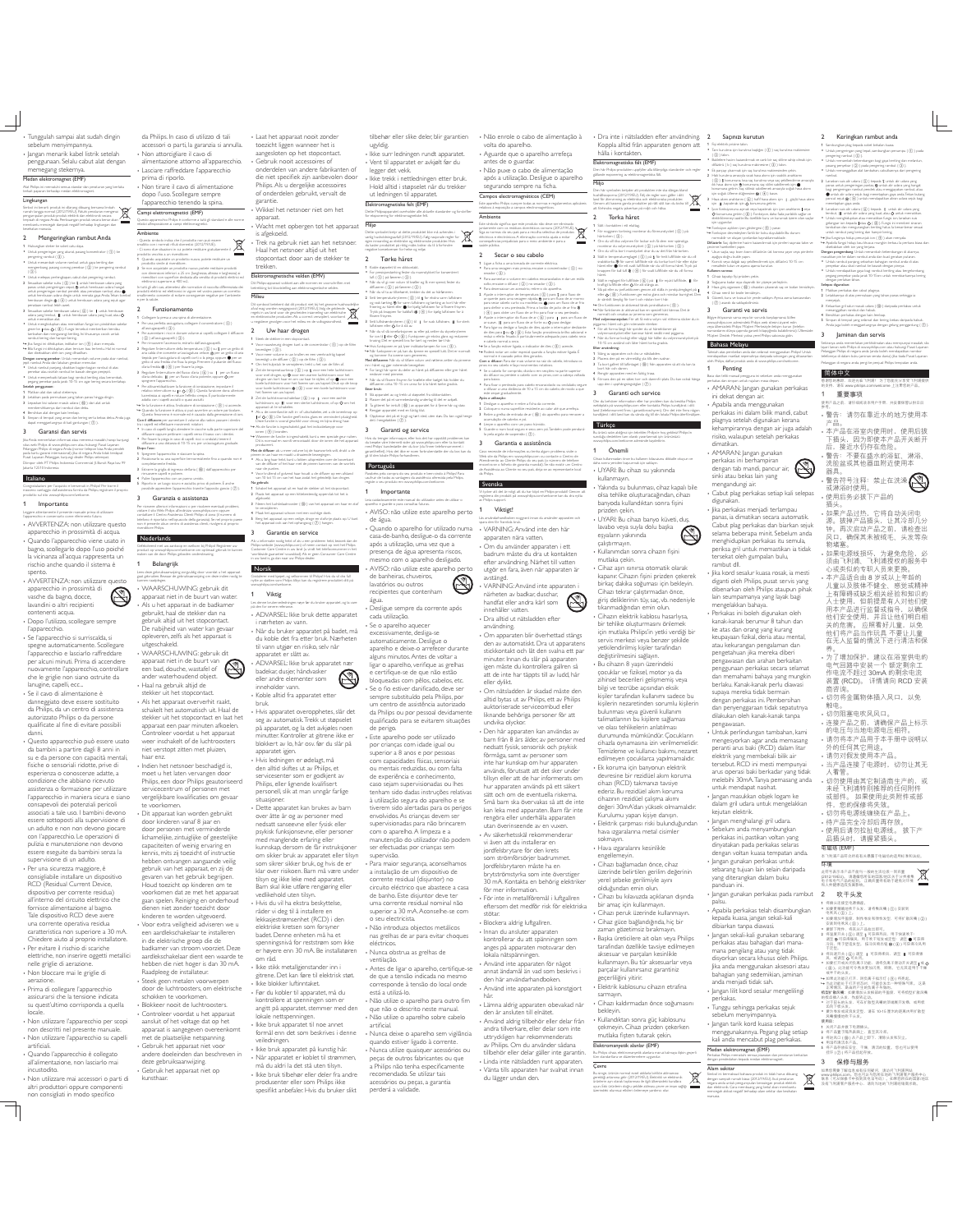- Tunggulah sampai alat sudah dingin sebelum menyimpannya.
- Jangan menarik kabel listrik setelah penggunaan. Selalu cabut alat dengan memegang stekernya.

### Medan elektromagnet (EMF)

Alat Philips ini mematuhi semua standar dan peraturan yang berlaku terkait paparan terhadap medan elektromagnet.

### Lingkungan

Simbol ini berarti produk ini dilarang dibuang bersama limbah rumah tangga normal (2012/19/EU).

## 2 Mengeringkan rambut Anda

## 3 Garansi dan servis

# Italiano

## 1 Importante

Leggere attentamente il presente manuale prima di utilizzare l'apparecchio e conservarlo come riferimento futuro.

- AVVERTENZA: non utilizzare questo apparecchio in prossimità di acqua.
- Quando l'apparecchio viene usato in bagno, scollegarlo dopo l'uso poiché la vicinanza all'acqua rappresenta un rischio anche quando il sistema è spento.
- AVVERTENZA: non utilizzare questo apparecchio in prossimità di vasche da bagno, docce, lavandini o altri recipienti contenenti acqua.
- Dopo l'utilizzo, scollegare sempre l'apparecchio.
- Se l'apparecchio si surriscalda, si spegne automaticamente. Scollegare l'apparecchio e lasciarlo raffreddare per alcuni minuti. Prima di accendere nuovamente l'apparecchio, controllare che le griglie non siano ostruite da lanugine, capelli, ecc..
- Se il cavo di alimentazione è danneggiato deve essere sostituito da Philips, da un centro di assistenza autorizzato Philips o da persone qualificate al fine di evitare possibili danni.
- Questo apparecchio può essere usato da bambini a partire dagli 8 anni in su e da persone con capacità mentali, fisiche o sensoriali ridotte, prive di esperienza o conoscenze adatte, a condizione che abbiano ricevuto assistenza o formazione per utilizzare l'apparecchio in maniera sicura e sano consapevoli dei potenziali pericoli associati a tale uso. I bambini devono essere sottoposti alla supervisione di un adulto e non devono giocare con l'apparecchio. Le operazioni di pulizia e manutenzione non devono essere eseguite da bambini senza la supervisione di un adulto.
- Per una sicurezza maggiore, è consigliabile installare un dispositivo RCD (Residual Current Device, dispositivo per corrente residua) all'interno del circuito elettrico che fornisce alimentazione al bagno. Tale dispositivo RCD deve avere una corrente operativa residua caratteristica non superiore a 30 mA. Chiedere aiuto al proprio installatore.
- Per evitare il rischio di scariche elettriche, non inserire oggetti metallici nelle griglie di aerazione.
- Non bloccare mai le griglie di aerazione.
- Prima di collegare l'apparecchio assicurarsi che la tensione indicata su quest'ultimo corrisponda a quella locale.
- Non utilizzare l'apparecchio per scopi non descritti nel presente manuale.
- Non utilizzare l'apparecchio sui capelli artificiali.
- Quando l'apparecchio è collegato all'alimentazione, non lasciarlo mai incustodito.
- Non utilizzare mai accessori o parti di altri produttori oppure componenti non consigliati in modo specifico da Philips. In caso di utilizzo di tali accessori o parti, la garanzia si annulla.
- Non attorcigliare il cavo di alimentazione attorno all'apparecchio.
- Lasciare raffreddare l'apparecchio prima di riporlo.
- Non tirare il cavo di alimentazione dopo l'uso. Scollegare sempre l'apparecchio tenendo la spina.

### Campi elettromagnetici (EMF)

Questo apparecchio Philips è conforme a tutti gli standard e alle norme relativi all'esposizione ai campi elettromagnetici.

### Ambiente

## 2 Funzionamento

## 3 Garanzia e assistenza

# Nederlands

## 1 Belangrijk

Lees deze gebruiksaanwijzing zorgvuldig door voordat u het apparaat gaat gebruiken en bewaar de gebruiksaanwijzing om deze indien nodig later te kunnen raadplegen.

- WAARSCHUWING: gebruik dit apparaat niet in de buurt van water.
- Als u het apparaat in de badkamer gebruikt, haal de stekker dan na gebruik altijd uit het stopcontact. De nabijheid van water kan gevaar opleveren, zelfs als het apparaat is uitgeschakeld.
- WAARSCHUWING: gebruik dit apparaat niet in de buurt van een bad, douche, wastafel of ander waterhoudend object.
- Haal na gebruik altijd de stekker uit het stopcontact.
- Als het apparaat oververhit raakt, schakelt het automatisch uit. Haal de stekker uit het stopcontact en laat het apparaat een paar minuten afkoelen. Controleer voordat u het apparaat weer inschakelt of de luchtroosters niet verstopt zitten met pluizen, haar enz.
- Indien het netsnoer beschadigd is, moet u het laten vervangen door Philips, een door Philips geautoriseerd servicecentrum of personen met vergelijkbare kwalificaties om gevaar te voorkomen.
- Dit apparaat kan worden gebruikt door kinderen vanaf 8 jaar en door personen met verminderde lichamelijke, zintuiglijke of geestelijke capaciteiten of weinig ervaring en kennis, mits zij toezicht of instructie hebben ontvangen aangaande veilig gebruik van het apparaat, en zij de gevaren van het gebruik begrijpen. Houd toezicht op kinderen om te voorkomen dat ze met het apparaat gaan spelen. Reiniging en onderhoud dienen niet zonder toezicht door kinderen te worden uitgevoerd.
- Voor extra veiligheid adviseren we u een aardlekschakelaar te installeren in de elektrische groep die de badkamer van stroom voorziet. Deze aardlekschakelaar dient een waarde te hebben die niet hoger is dan 30 mA. Raadpleeg de installateur.
- Steek geen metalen voorwerpen door de luchtroosters, om elektrische schokken te voorkomen.
- Blokkeer nooit de luchtroosters.
- Controleer voordat u het apparaat aansluit of het voltage dat op het apparaat is aangegeven overeenkomt met de plaatselijke netspanning.
- Gebruik het apparaat niet voor andere doeleinden dan beschreven in deze gebruiksaanwijzing.
- Gebruik het apparaat niet op kunsthaar.
- Laat het apparaat nooit zonder toezicht liggen wanneer het is aangesloten op het stopcontact.
- Gebruik nooit accessoires of onderdelen van andere fabrikanten of die niet specifiek zijn aanbevolen door Philips. Als u dergelijke accessoires of onderdelen gebruikt, vervalt de garantie.
- Wikkel het netsnoer niet om het apparaat.
- Wacht met opbergen tot het apparaat is afgekoeld.
- Trek na gebruik niet aan het netsnoer. Haal het netsnoer altijd uit het stopcontact door aan de stekker te trekken.

### Elektromagnetische velden (EMV)

Dit Philips-apparaat voldoet aan alle normen en voorschriften met betrekking tot blootstelling aan elektromagnetische velden.

### Milieu

## 2 Uw haar drogen

## 3 Garantie en service

# Norsk

## 1 Viktig

Les denne brukerveiledningen nøye før du bruker apparatet, og ta vare på den for senere referanse.

- ADVARSEL: Ikke bruk dette apparatet i nærheten av vann.
- Når du bruker apparatet på badet, må du koble det fra etter bruk. Nærheten til vann utgjør en risiko, selv når apparatet er slått av.
- ADVARSEL: Ikke bruk apparatet nær badekar, dusjer, håndvasker eller andre elementer som inneholder vann.
- Koble alltid fra apparatet etter bruk.
- Hvis apparatet overopphetes, slår det seg av automatisk. Trekk ut støpselet på apparatet, og la det avkjøles noen minutter. Kontroller at gitrene ikke er blokkert av lo, hår osv. før du slår apparatet igjen.
- Hvis ledningen er skadet, må den alltid skiftes ut av Philips, et servicesenter som er godkjent av Philips, eller lignende kvalifisert personell, slik at man unngår farlige situasjoner.
- Dette apparatet kan brukes av barn over åtte år og av personer med nedsatt sanseevne eller fysisk eller psykisk funksjonsevne, eller personer med manglende erfaring eller kunnskap, dersom de får instruksjoner om sikker bruk av apparatet eller tilsyn som sikrer sikker bruk, og hvis de er klar over risikoen. Barn må være under tilsyn og ikke leke med apparatet. Barn skal ikke utføre rengjøring eller vedlikehold uten tilsyn.
- Hvis du vil ha ekstra beskyttelse, råder vi deg til å installere en lekkasjestrømsbryter (RCD) i den elektriske kretsen som forsyner badet. Denne enheten må ha et spenningsnivå for reststrøm som ikke er høyere enn 30 mA. Be installatøren om råd.
- Ikke stikk metallgjenstander inn i gitrene. Det kan føre til elektrisk støt.
- Ikke blokker luftinntaket.
- Før du kobler til apparatet, må du kontrollere at spenningen som er angitt på apparatet, stemmer med den lokale nettspenningen.
- Ikke bruk apparatet til noe annet formål enn det som beskrives i denne veiledningen.
- Ikke bruk apparatet på kunstig hår.
- Når apparatet er koblet til strømmen, må du aldri la det stå uten tilsyn.
- Ikke bruk tilbehør eller deler fra andre produsenter eller som Philips ikke spesifikt anbefaler. Hvis du bruker slikt tilbehør eller slike deler, blir garantien ugyldig.
- Ikke surr ledningen rundt apparatet.
- Vent til apparatet er avkjølt før du legger det vekk.
- Ikke trekk i nettledningen etter bruk. Hold alltid i støpselet når du trekker ut ledningen til apparatet.

### Elektromagnetiske felt (EMF)

### Miljø

## 2 Tørke håret

## 3 Garanti og service

# Português

## 1 Importante

Leia este manual do utilizador atentamente antes de utilizar o aparelho e guarde-o para consultas futuras.

- AVISO: Não utilize este aparelho perto de água.
- Quando o aparelho for utilizado numa casa-de-banho, desligue-o da corrente após a utilização, uma vez que a presença de água apresenta riscos, mesmo com o aparelho desligado.
- AVISO: não utilize este aparelho perto de banheiras, chuveiros, lavatórios ou outros recipientes que contenham água.
- Desligue sempre da corrente após cada utilização.
- Se o aparelho aquecer excessivamente, desliga-se automaticamente. Desligue o aparelho e deixe-o arrefecer durante alguns minutos. Antes de voltar a ligar o aparelho, verifique as grelhas e certifique-se de que não estão bloqueadas com pêlos, cabelos, etc.
- Se o fio estiver danificado, deve ser sempre substituído pela Philips, por um centro de assistência autorizado da Philips ou por pessoal devidamente qualificado para se evitarem situações de perigo.
- Este aparelho pode ser utilizado por crianças com idade igual ou superior a 8 anos e por pessoas com capacidades físicas, sensoriais ou mentais reduzidas, ou com falta de experiência e conhecimento, caso sejam supervisionadas ou lhes tenham sido dadas instruções relativas à utilização segura do aparelho e se tiverem sido alertadas para os perigos envolvidos. As crianças devem ser supervisionadas para não brincarem com o aparelho. A limpeza e a manutenção do utilizador não podem ser efectuadas por crianças sem supervisão.
- Para maior segurança, aconselhamos a instalação de um dispositivo de corrente residual (disjuntor) no circuito eléctrico que abastece a casa de banho. Este disjuntor deve ter uma corrente residual nominal não superior a 30 mA. Aconselhe-se com o seu electricista.
- Não introduza objectos metálicos nas grelhas de ar para evitar choques eléctricos.
- Nunca obstrua as grelhas de ventilação.
- Antes de ligar o aparelho, certifique-se de que a tensão indicada no mesmo corresponde à tensão do local onde está a utilizá-lo.
- Não utilize o aparelho para outro fim que não o descrito neste manual.
- Não utilize o aparelho sobre cabelo artificial.
- Nunca deixe o aparelho sem vigilância quando estiver ligado à corrente.
- Nunca utilize quaisquer acessórios ou peças de outros fabricantes ou que a Philips não tenha especificamente recomendado. Se utilizar tais acessórios ou peças, a garantia perderá a validade.
- Não enrole o cabo de alimentação à volta do aparelho.
- Aguarde que o aparelho arrefeça antes de o guardar.
- Não puxe o cabo de alimentação após a utilização. Desligue o aparelho segurando sempre na ficha.

### Campos electromagnéticos (CEM)

### Ambiente

## 2 Secar o seu cabelo

## 3 Garantia e assistência

# Svenska

## 1 Viktigt

- VARNING: Använd inte den här apparaten nära vatten.
- Om du använder apparaten i ett badrum måste du dra ut kontakten efter användning. Närhet till vatten utgör en fara, även när apparaten är avstängd.
- VARNING: Använd inte apparaten i närheten av badkar, duschar, handfat eller andra kärl som innehåller vatten.
- Dra alltid ut nätsladden efter användning.
- Om apparaten blir överhettad stängs den av automatiskt. Dra ut apparatens stickkontakt och låt den svalna ett par minuter. Innan du slår på apparaten igen måste du kontrollera gallren så att de inte har täppts till av ludd, hår eller dylikt.
- Om nätsladden är skadad måste den alltid bytas ut av Philips, ett av Philips auktoriserade servicecenter eller liknande behöriga personer för att undvika olyckor.
- Den här apparaten kan användas av barn från 8 år och uppåt och av personer med olika funktionshinder, eller bristande erfarenhet och kunskap om de får hjälp att använda apparaten på ett säkert sätt och förstår vilka riskerna är. Barn ska inte leka med apparaten. Barn får inte rengöra eller underhålla apparaten utan överinseende av en vuxen.
- Av säkerhetsskäl rekommenderar vi även att du installerar en jordfelsbrytare för den krets som strömförsörjer badrummet. Jordfelsbrytaren måste ha en brytströmstyrka som inte överstiger 30 mA. Kontakta en behörig elektriker för mer information.
- För inte in metallföremål i luftgallren eftersom det medför risk för elektriska stötar.
- Blockera aldrig luftgallren.
- Innan du ansluter apparaten kontrollerar du att spänningen som anges på apparaten motsvarar den lokala nätspänningen.
- Använd inte apparaten för något annat ändamål än vad som beskrivs i den här användarhandboken.
- Använd inte apparaten på konstgjort hår.
- Lämna aldrig apparaten obevakad när den är ansluten till eluttaget.
- Använd aldrig tillbehör eller delar från andra tillverkare, eller delar som inte uttryckligen har rekommenderats av Philips. Om du använder sådana tillbehör eller delar gäller inte garantin.
- Linda inte nätsladden runt apparaten.
- Vänta tills apparaten har svalnat innan du lägger undan den.
- Dra inte i nätsladden efter användning. Koppla alltid ifrån apparaten genom att hålla i kontakten.

### Elektromagnetiska fält (EMF)

### Miljö

## 2 Torka håret

## 3 Garanti och service

# Türkçe

## 1 Önemli

- UYARI: Bu cihazı su yakınında kullanmayın.
- Yakında su bulunması, cihaz kapalı bile olsa tehlike oluşturacağından, cihazı banyoda kullandıktan sonra fişini prizden çekin.
- UYARI: Bu cihazı banyo küveti, duş, lavabo veya suyla dolu başka eşyaların yakınında çalıştırmayın.
- Kullanımdan sonra cihazın fişini mutlaka çekin.
- Cihaz aşırı ısınırsa otomatik olarak kapanır. Cihazın fişini prizden çekerek birkaç dakika soğumaya bırakın. Cihazı tekrar çalıştırmadan önce, giriş deliklerinin tüy, saç, vb. nedeniyle tıkanmadığından emin olun.
- Cihazın elektrik kablosu hasarlıysa, bir tehlike oluşturmasını önlemek için mutlaka Philips'in yetkili verdiği bir servis merkezi veya benzer şekilde yetkilendirilmiş kişiler tarafından değiştirilmesini sağlayın.
- Bu cihazın 8 yaşın üzerindeki çocuklar ve fiziksel, motor ya da zihinsel becerileri gelişmemiş veya bilgi ve tecrübe açısından eksik kişiler tarafından kullanımı sadece bu kişilerin nezaretinden sorumlu kişilerin bulunması veya güvenli kullanım talimatlarının bu kişilere sağlanması ve olası tehlikelerin anlatılması durumunda mümkündür. Çocukların cihazla oynamasına izin verilmemelidir. Temizleme ve kullanıcı bakımı, nezaret edilmeyen çocuklara yaptırılmamalıdır.
- Ek koruma için banyonun elektrik devresine bir rezidüel akım koruma cihazı (RCD) takmanız tavsiye edilir. Bu rezidüel akım koruma cihazının rezidüel çalışma akımı değeri 30mA'dan yüksek olmamalıdır. Kurulumu yapan kişiye danışın.
- Elektrik çarpması riski bulunduğundan hava ızgaralarına metal cisimler sokmayın.
- Hava ızgaralarını kesinlikle engellemeyin.
- Cihazı bağlamadan önce, cihaz üzerinde belirtilen gerilimin değerinin yerel şebeke gerilimiyle aynı olduğundan emin olun.
- Cihazı bu kılavuzda açıklanan dışında bir amaç için kullanmayın.
- Cihazı peruk üzerinde kullanmayın.
- Cihaz güce bağlandığında, hiç bir zaman gözetimsiz bırakmayın.
- Başka üreticilere ait olan veya Philips tarafından özellikle tavsiye edilmeyen aksesuar ve parçaları kesinlikle kullanmayın. Bu tür aksesuar veya parçalar kullanırsanız garantiniz geçersiz hale gelir.
- Elektrik kablosunu cihazın etrafına sarmayın.
- Cihazı kaldırmadan önce soğumasını bekleyin.
- Kullandıktan sonra güç kablosunu çekmeyin. Cihazı prizden çekerken mutlaka fişten tutarak çekin.

### Elektromanyetik alanlar (EMF)

### Çevre

## 2 Saçınızı kurutun

## 3 Garanti ve servis

# Bahasa Melayu

## 1 Penting

- AMARAN: Jangan gunakan perkakas ini dekat dengan air.
- Apabila anda menggunakan perkakas ini dalam bilik mandi, cabut plagnya selepas digunakan kerana kehampirannya dengan air juga adalah risiko, walaupun setelah perkakas dimatikan.
- AMARAN: Jangan gunakan perkakas ini berhampiran dengan tab mandi, pancuran air, sinki atau bekas lain yang mengandungi air.
- Cabut plag perkakas setiap kali selepas digunakan.
- Jika perkakas menjadi terlampau panas, ia dimatikan secara automatik. Cabut plag perkakas dan biarkan sejuk selama beberapa minit. Sebelum anda menghidupkan perkakas itu semula, periksa gril untuk memastikan ia tidak tersekat oleh gumpalan bulu, rambut dll.
- Jika kord sesalur kuasa rosak, ia mesti diganti oleh Philips, pusat servis yang dibenarkan oleh Philips ataupun pihak lain seumpamanya yang layak bagi mengelakkan bahaya.
- Perkakas ini boleh digunakan oleh kanak-kanak berumur 8 tahun dan ke atas dan orang yang kurang keupayaan fizikal, deria atau mental, atau kekurangan pengalaman dan pengetahuan jika mereka diberi pengawasan dan arahan berkaitan penggunaan perkakas secara selamat dan memahami bahaya yang mungkin berlaku. Kanak-kanak perlu diawasi supaya mereka tidak bermain dengan perkakas ini. Pembersihan dan penyenggaraan tidak sepatutnya dilakukan oleh kanak-kanak tanpa pengawasan.
- Untuk perlindungan tambahan, kami mengesyorkan agar anda memasang peranti arus baki (RCD) dalam litar elektrik yang membekalkan bilik air tersebut. RCD ini mesti mempunyai arus operasi baki berkadar yang tidak melebihi 30mA. Tanya pemasang anda untuk mendapat nasihat.
- Jangan masukkan objek logam ke dalam gril udara untuk mengelakkan kejutan elektrik.
- Jangan menghalangi gril udara.
- Sebelum anda menyambungkan perkakas ini, pastikan voltan yang dinyatakan pada perkakas selaras dengan voltan kuasa tempatan anda.
- Jangan gunakan perkakas untuk sebarang tujuan lain selain daripada yang diterangkan dalam buku panduan ini.
- Jangan gunakan perkakas pada rambut palsu.
- Apabila perkakas telah disambungkan kepada kuasa, jangan sekali-kali dibiarkan tanpa diawasi.
- Jangan sekali-kali gunakan sebarang aksesori atau bahagian dari mana-mana pengilang atau yang tidak disyorkan secara khusus oleh Philips. Jika anda menggunakan aksesori atau bahagian yang sedemikian, jaminan anda menjadi tidak sah.
- Jangan lilit kord sesalur mengelilingi perkakas.
- Tunggu sehingga perkakas sejuk sebelum menyimpannya.
- Jangan tarik kord kuasa selepas menggunakannya. Pegang plag setiap kali anda mencabut plag perkakas.

### Medan elektromagnet (EMF)

### Alam sekitar

## 2 Keringkan rambut anda

## 3 Jaminan dan servis

# 简体中文

## 1 重要事项

- 警告：请勿在靠近水的地方使用本产品。
- 本产品在浴室内使用时，使用后拔下插头，因为即使在关闭时，靠近水源也会带来危险。
- 警告：不要在盛水的浴缸、淋浴、洗脸盆或其他器皿附近使用本器具。
- 警告符号注释：禁止在洗澡或淋浴时使用。
- 使用后务必拔下产品的插头。
- 如果产品过热，它将自动关闭电源。拔掉产品插头，让其冷却几分钟。再次启动产品之前，请检查出风口，确保其没有被绒毛、头发等物体堵塞。
- 如果电源线损坏，为避免危险，必须由飞利浦、飞利浦授权的维修中心或类似的专职人员来更换。
- 本产品适合 8 岁或以上年龄的儿童及肢体不便、感觉或精神上有障碍或缺乏相关经验和知识的人士使用，但需要有人对其使用产品进行监督或指导，以确保他们安全使用，并且让他们明白其中存在的危险。请勿让儿童玩耍本产品。不要让儿童在无人监督的情况下进行清洁和保养。
- 为了增加保护，建议在浴室供电的电气回路中安装一个额定剩余工作电流不超过 30mA 的剩余电流装置 (RCD)。详情请向 RCD 安装商咨询。
- 切勿将金属物体插入风口，以免触电。
- 切勿阻塞电吹风风口。
- 连接产品之前，请确保产品上标示的电压与当地电源电压相符。
- 请勿将本产品用于本手册中说明以外的任何其它用途。
- 请勿对假发使用本产品。
- 当产品连接了电源时，切勿让其无人看管。
- 切勿使用其它制造商生产的，或未经飞利浦特别推荐的任何附件或部件。如果使用此类附件或部件，您的保修将失效。
- 切勿将电源线缠绕在产品上。
- 待产品完全冷却后再存放。
- 使用后请勿拉扯电源线。拔下产品插头时，请握紧插头。

### 电磁场 (EMF)

## 2 吹干头发

## 3 保修与服务